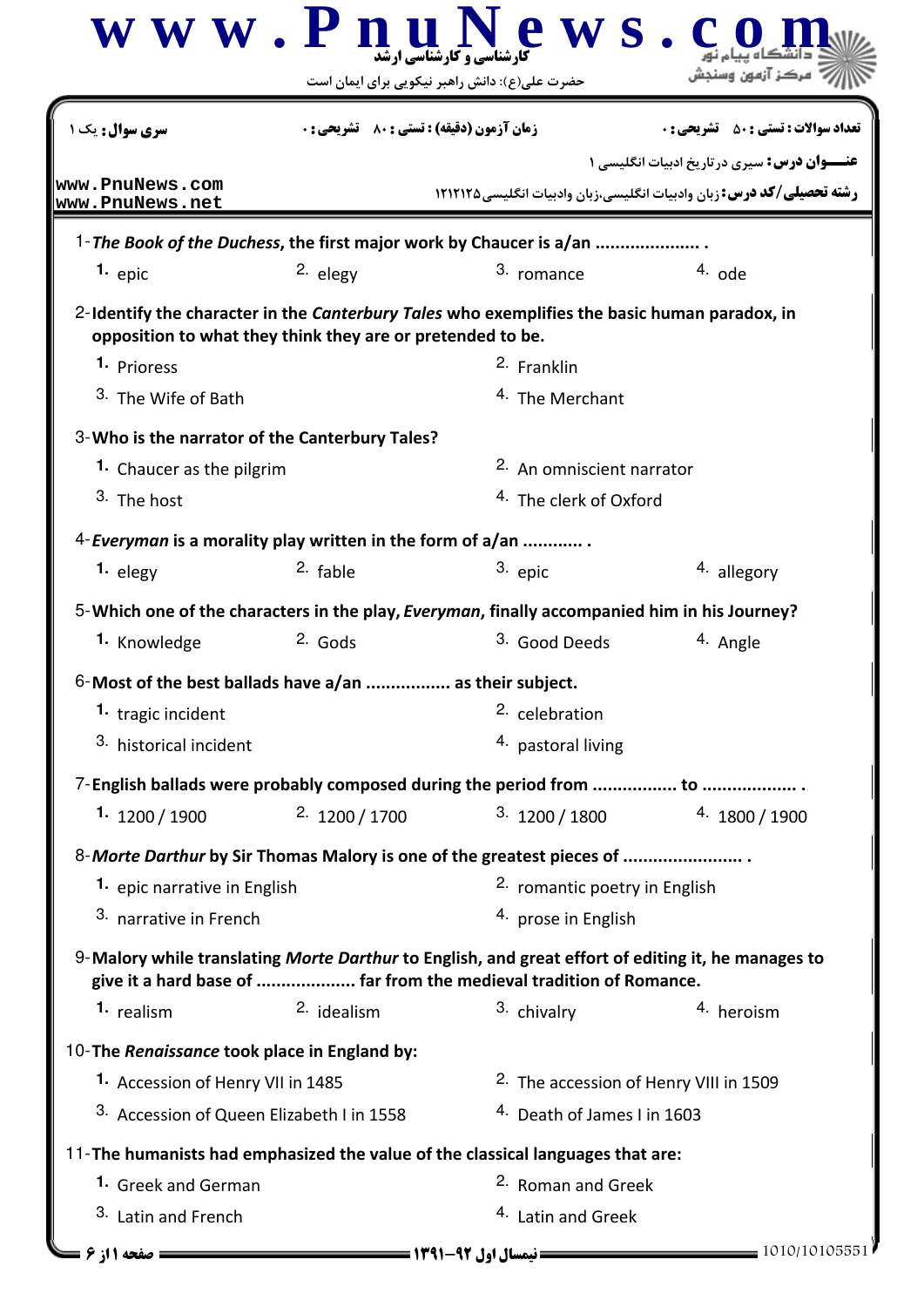کارشناسی و کارشناسی ارشد

حضرت علی(ع): دانش راهبر نیکویی برای ایمان است

| سری سوال: یک ۱ | زمان آزمون (دقیقه) : تستی : ۸۰ تشریحی : ۰ | تعداد سوالات : تستی : ۵۰ تشریحی : ۰ |
|---|---|---|

**عنـــوان درس:** سیری در تاریخ ادبیات انگلیسی ۱

**رشته تحصیلی/کد درس:** زبان وادبیات انگلیسی،زبان وادبیات انگلیسی ۱۲۱۲۱۲۵

www.PnuNews.com
www.PnuNews.net

1- ***The Book of the Duchess*, the first major work by Chaucer is a/an ..................... .**

1. epic
2. elegy
3. romance
4. ode

2- **Identify the character in the *Canterbury Tales* who exemplifies the basic human paradox, in opposition to what they think they are or pretended to be.**

1. Prioress
2. Franklin
3. The Wife of Bath
4. The Merchant

3- **Who is the narrator of the Canterbury Tales?**

1. Chaucer as the pilgrim
2. An omniscient narrator
3. The host
4. The clerk of Oxford

4- ***Everyman* is a morality play written in the form of a/an ............ .**

1. elegy
2. fable
3. epic
4. allegory

5- **Which one of the characters in the play, *Everyman*, finally accompanied him in his Journey?**

1. Knowledge
2. Gods
3. Good Deeds
4. Angle

6- **Most of the best ballads have a/an ................. as their subject.**

1. tragic incident
2. celebration
3. historical incident
4. pastoral living

7- **English ballads were probably composed during the period from ................. to .................. .**

1. 1200 / 1900
2. 1200 / 1700
3. 1200 / 1800
4. 1800 / 1900

8- ***Morte Darthur* by Sir Thomas Malory is one of the greatest pieces of ....................... .**

1. epic narrative in English
2. romantic poetry in English
3. narrative in French
4. prose in English

9- **Malory while translating *Morte Darthur* to English, and great effort of editing it, he manages to give it a hard base of .................... far from the medieval tradition of Romance.**

1. realism
2. idealism
3. chivalry
4. heroism

10- **The *Renaissance* took place in England by:**

1. Accession of Henry VII in 1485
2. The accession of Henry VIII in 1509
3. Accession of Queen Elizabeth I in 1558
4. Death of James I in 1603

11- **The humanists had emphasized the value of the classical languages that are:**

1. Greek and German
2. Roman and Greek
3. Latin and French
4. Latin and Greek

نیمسال اول ۹۲-۱۳۹۱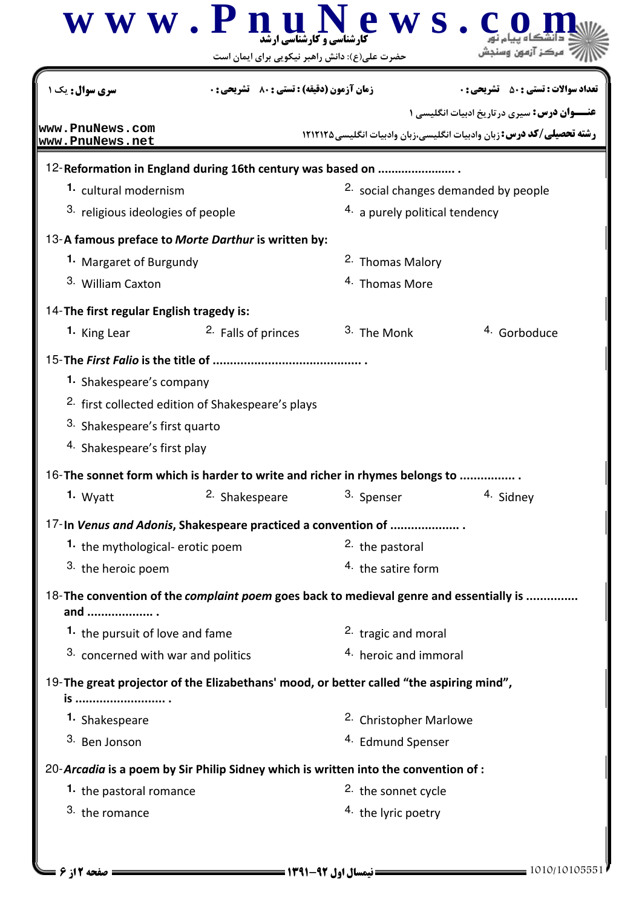| سری سوال: یک ۱ | زمان آزمون (دقیقه) : تستی : ۸۰ تشریحی : ۰ | تعداد سوالات : تستی : ۵۰ تشریحی : ۰ |
|---|---|---|

**عنـــوان درس:** سیری درتاریخ ادبیات انگلیسی ۱

**رشته تحصیلی/کد درس:** زبان وادبیات انگلیسی،زبان وادبیات انگلیسی ۱۲۱۲۱۲۵

12- **Reformation in England during 16th century was based on ...................... .**

1. cultural modernism
2. social changes demanded by people
3. religious ideologies of people
4. a purely political tendency

13- **A famous preface to *Morte Darthur* is written by:**

1. Margaret of Burgundy
2. Thomas Malory
3. William Caxton
4. Thomas More

14- **The first regular English tragedy is:**

1. King Lear
2. Falls of princes
3. The Monk
4. Gorboduce

15- **The *First Falio* is the title of .......................................... .**

1. Shakespeare's company
2. first collected edition of Shakespeare's plays
3. Shakespeare's first quarto
4. Shakespeare's first play

16- **The sonnet form which is harder to write and richer in rhymes belongs to ................ .**

1. Wyatt
2. Shakespeare
3. Spenser
4. Sidney

17- **In *Venus and Adonis*, Shakespeare practiced a convention of .................... .**

1. the mythological- erotic poem
2. the pastoral
3. the heroic poem
4. the satire form

18- **The convention of the *complaint poem* goes back to medieval genre and essentially is .............. and .................. .**

1. the pursuit of love and fame
2. tragic and moral
3. concerned with war and politics
4. heroic and immoral

19- **The great projector of the Elizabethans' mood, or better called "the aspiring mind", is ......................... .**

1. Shakespeare
2. Christopher Marlowe
3. Ben Jonson
4. Edmund Spenser

20- ***Arcadia* is a poem by Sir Philip Sidney which is written into the convention of :**

1. the pastoral romance
2. the sonnet cycle
3. the romance
4. the lyric poetry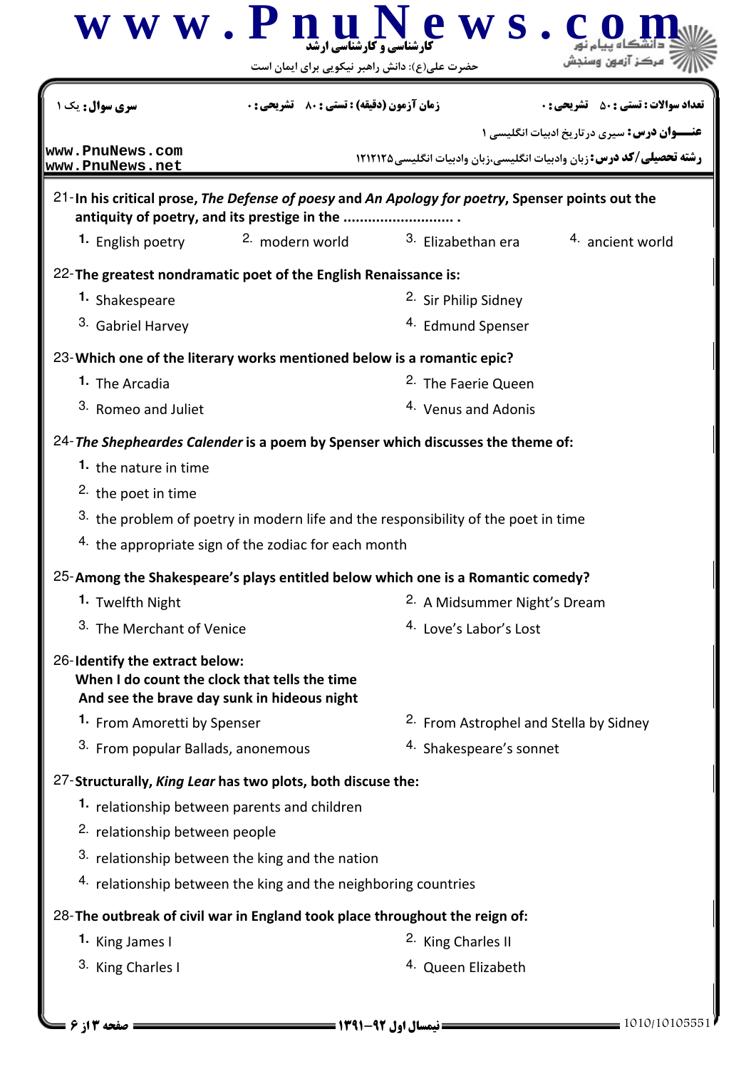| سری سوال: یک ۱ | زمان آزمون (دقیقه) : تستی : ۸۰ تشریحی : ۰ | تعداد سوالات : تستی : ۵۰ تشریحی : ۰ |
| --- | --- | --- |

**عنـــوان درس:** سیری درتاریخ ادبیات انگلیسی ۱

**رشته تحصیلی/کد درس:** زبان وادبیات انگلیسی،زبان وادبیات انگلیسی۱۲۱۲۱۲۵

21- **In his critical prose, *The Defense of poesy* and *An Apology for poetry*, Spenser points out the antiquity of poetry, and its prestige in the .......................... .**

1. English poetry
2. modern world
3. Elizabethan era
4. ancient world

22- **The greatest nondramatic poet of the English Renaissance is:**

1. Shakespeare
2. Sir Philip Sidney
3. Gabriel Harvey
4. Edmund Spenser

23- **Which one of the literary works mentioned below is a romantic epic?**

1. The Arcadia
2. The Faerie Queen
3. Romeo and Juliet
4. Venus and Adonis

24- ***The Shepheardes Calender* is a poem by Spenser which discusses the theme of:**

1. the nature in time
2. the poet in time
3. the problem of poetry in modern life and the responsibility of the poet in time
4. the appropriate sign of the zodiac for each month

25- **Among the Shakespeare's plays entitled below which one is a Romantic comedy?**

1. Twelfth Night
2. A Midsummer Night's Dream
3. The Merchant of Venice
4. Love's Labor's Lost

26- **Identify the extract below:**
**When I do count the clock that tells the time**
**And see the brave day sunk in hideous night**

1. From Amoretti by Spenser
2. From Astrophel and Stella by Sidney
3. From popular Ballads, anonemous
4. Shakespeare's sonnet

27- **Structurally, *King Lear* has two plots, both discuse the:**

1. relationship between parents and children
2. relationship between people
3. relationship between the king and the nation
4. relationship between the king and the neighboring countries

28- **The outbreak of civil war in England took place throughout the reign of:**

1. King James I
2. King Charles II
3. King Charles I
4. Queen Elizabeth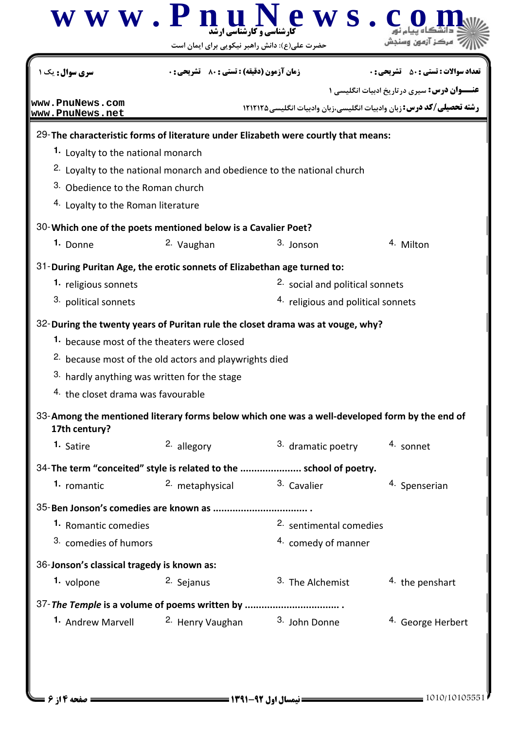سری سوال: یک ۱ | زمان آزمون (دقیقه) : تستی : ۸۰ تشریحی : ۰ | تعداد سوالات : تستی : ۵۰ تشریحی : ۰

عنـــوان درس: سیری درتاریخ ادبیات انگلیسی ۱

رشته تحصیلی/کد درس: زبان وادبیات انگلیسی،زبان وادبیات انگلیسی۱۲۱۲۱۲۵

29- **The characteristic forms of literature under Elizabeth were courtly that means:**

1. Loyalty to the national monarch
2. Loyalty to the national monarch and obedience to the national church
3. Obedience to the Roman church
4. Loyalty to the Roman literature

30- **Which one of the poets mentioned below is a Cavalier Poet?**

1. Donne
2. Vaughan
3. Jonson
4. Milton

31- **During Puritan Age, the erotic sonnets of Elizabethan age turned to:**

1. religious sonnets
2. social and political sonnets
3. political sonnets
4. religious and political sonnets

32- **During the twenty years of Puritan rule the closet drama was at vouge, why?**

1. because most of the theaters were closed
2. because most of the old actors and playwrights died
3. hardly anything was written for the stage
4. the closet drama was favourable

33- **Among the mentioned literary forms below which one was a well-developed form by the end of 17th century?**

1. Satire
2. allegory
3. dramatic poetry
4. sonnet

34- **The term "conceited" style is related to the ...................... school of poetry.**

1. romantic
2. metaphysical
3. Cavalier
4. Spenserian

35- **Ben Jonson's comedies are known as .................................. .**

1. Romantic comedies
2. sentimental comedies
3. comedies of humors
4. comedy of manner

36- **Jonson's classical tragedy is known as:**

1. volpone
2. Sejanus
3. The Alchemist
4. the penshart

37- ***The Temple* is a volume of poems written by .................................. .**

1. Andrew Marvell
2. Henry Vaughan
3. John Donne
4. George Herbert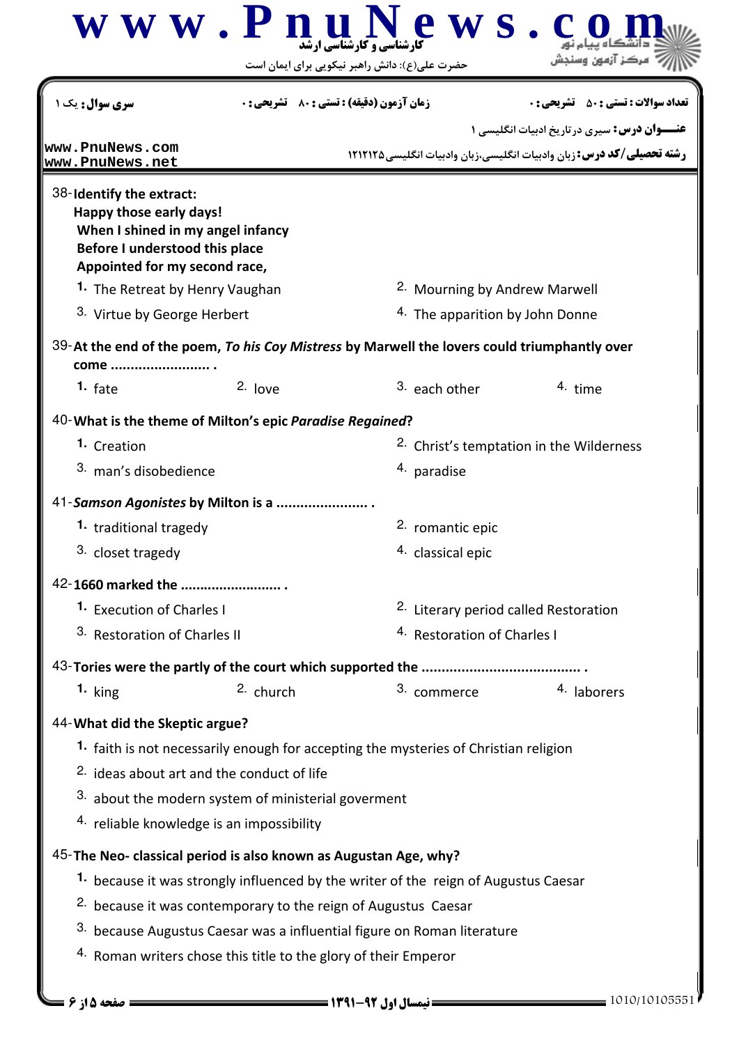سری سوال: یک ۱ | زمان آزمون (دقیقه) : تستی : ۸۰ تشریحی : ۰ | تعداد سوالات : تستی : ۵۰ تشریحی : ۰

عنـــوان درس: سیری درتاریخ ادبیات انگلیسی ۱

رشته تحصیلی/کد درس: زبان وادبیات انگلیسی،زبان وادبیات انگلیسی ۱۲۱۲۱۲۵

38- **Identify the extract:**
**Happy those early days!**
**When I shined in my angel infancy**
**Before I understood this place**
**Appointed for my second race,**

1. The Retreat by Henry Vaughan
2. Mourning by Andrew Marwell
3. Virtue by George Herbert
4. The apparition by John Donne

39- **At the end of the poem, *To his Coy Mistress* by Marwell the lovers could triumphantly over come ......................... .**

1. fate
2. love
3. each other
4. time

40- **What is the theme of Milton's epic *Paradise Regained*?**

1. Creation
2. Christ's temptation in the Wilderness
3. man's disobedience
4. paradise

41- ***Samson Agonistes* by Milton is a ....................... .**

1. traditional tragedy
2. romantic epic
3. closet tragedy
4. classical epic

42- **1660 marked the ......................... .**

1. Execution of Charles I
2. Literary period called Restoration
3. Restoration of Charles II
4. Restoration of Charles I

43- **Tories were the partly of the court which supported the ....................................... .**

1. king
2. church
3. commerce
4. laborers

44- **What did the Skeptic argue?**

1. faith is not necessarily enough for accepting the mysteries of Christian religion
2. ideas about art and the conduct of life
3. about the modern system of ministerial goverment
4. reliable knowledge is an impossibility

45- **The Neo- classical period is also known as Augustan Age, why?**

1. because it was strongly influenced by the writer of the reign of Augustus Caesar
2. because it was contemporary to the reign of Augustus Caesar
3. because Augustus Caesar was a influential figure on Roman literature
4. Roman writers chose this title to the glory of their Emperor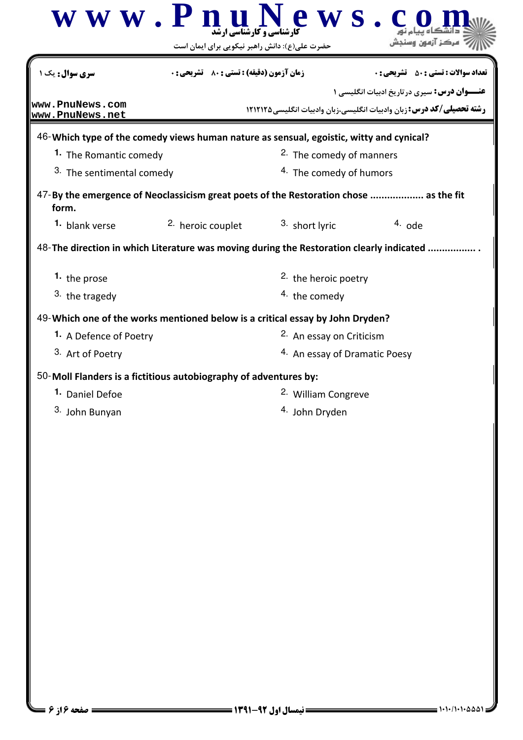سری سوال: یک ۱

زمان آزمون (دقیقه) : تستی : ۸۰ تشریحی : ۰

تعداد سوالات : تستی : ۵۰ تشریحی : ۰

عنـــوان درس: سیری درتاریخ ادبیات انگلیسی ۱

رشته تحصیلی/کد درس: زبان وادبیات انگلیسی،زبان وادبیات انگلیسی ۱۲۱۲۱۲۵

46- **Which type of the comedy views human nature as sensual, egoistic, witty and cynical?**

1. The Romantic comedy
2. The comedy of manners
3. The sentimental comedy
4. The comedy of humors

47- **By the emergence of Neoclassicism great poets of the Restoration chose .................. as the fit form.**

1. blank verse
2. heroic couplet
3. short lyric
4. ode

48- **The direction in which Literature was moving during the Restoration clearly indicated ................ .**

1. the prose
2. the heroic poetry
3. the tragedy
4. the comedy

49- **Which one of the works mentioned below is a critical essay by John Dryden?**

1. A Defence of Poetry
2. An essay on Criticism
3. Art of Poetry
4. An essay of Dramatic Poesy

50- **Moll Flanders is a fictitious autobiography of adventures by:**

1. Daniel Defoe
2. William Congreve
3. John Bunyan
4. John Dryden